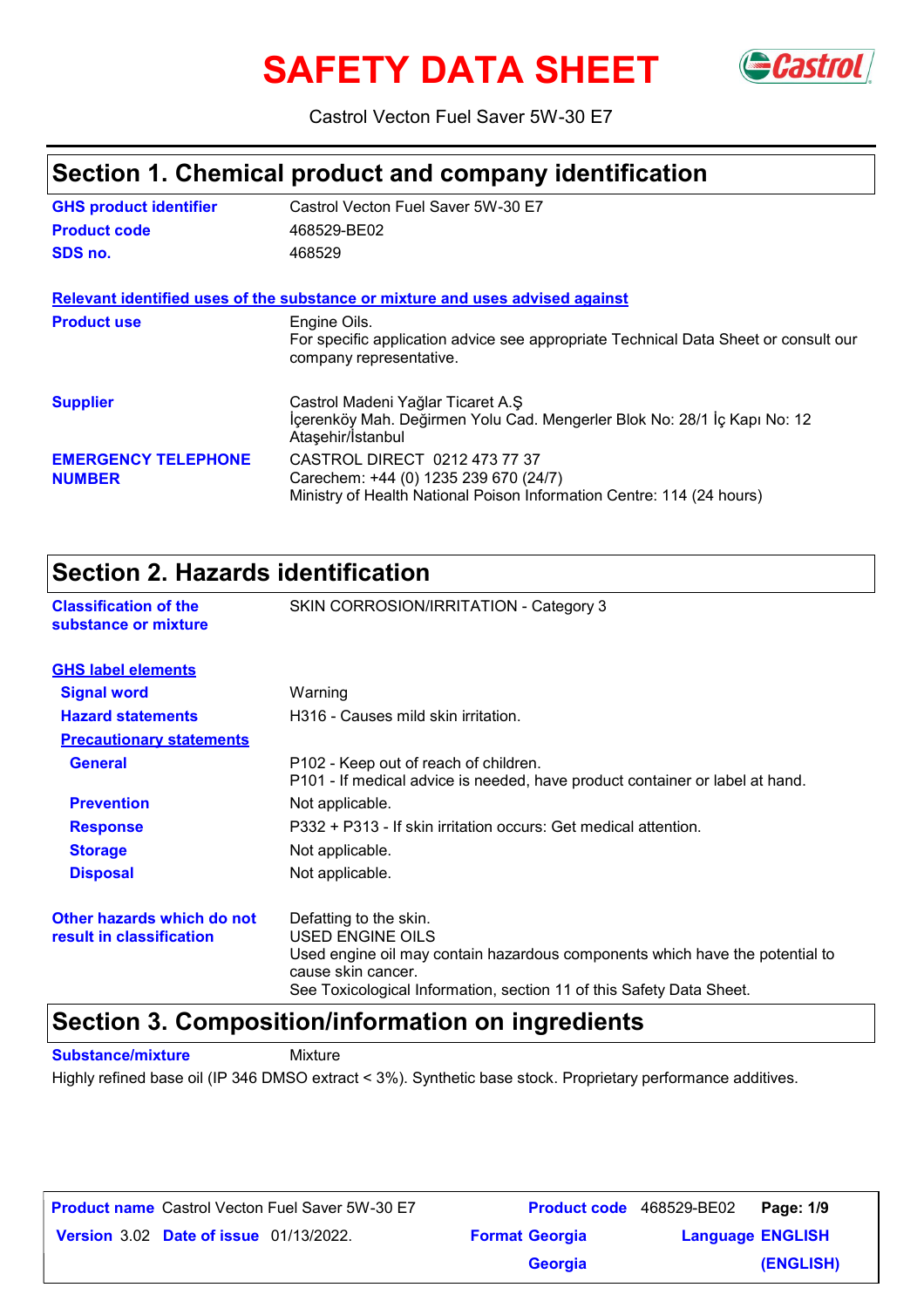# SAFETY DATA SHEET

Castrol Vecton Fuel Saver 5W-30 E7

## Section 1. Chemical product and company identification

| | |
|---|---|
| **GHS product identifier** | Castrol Vecton Fuel Saver 5W-30 E7 |
| **Product code** | 468529-BE02 |
| **SDS no.** | 468529 |

**Relevant identified uses of the substance or mixture and uses advised against**

| | |
|---|---|
| **Product use** | Engine Oils.<br>For specific application advice see appropriate Technical Data Sheet or consult our company representative. |
| **Supplier** | Castrol Madeni Yağlar Ticaret A.Ş<br>İçerenköy Mah. Değirmen Yolu Cad. Mengerler Blok No: 28/1 İç Kapı No: 12 Ataşehir/İstanbul |
| **EMERGENCY TELEPHONE NUMBER** | CASTROL DIRECT 0212 473 77 37<br>Carechem: +44 (0) 1235 239 670 (24/7)<br>Ministry of Health National Poison Information Centre: 114 (24 hours) |

## Section 2. Hazards identification

| | |
|---|---|
| **Classification of the substance or mixture** | SKIN CORROSION/IRRITATION - Category 3 |

**GHS label elements**

| | |
|---|---|
| **Signal word** | Warning |
| **Hazard statements** | H316 - Causes mild skin irritation. |

**Precautionary statements**

| | |
|---|---|
| **General** | P102 - Keep out of reach of children.<br>P101 - If medical advice is needed, have product container or label at hand. |
| **Prevention** | Not applicable. |
| **Response** | P332 + P313 - If skin irritation occurs: Get medical attention. |
| **Storage** | Not applicable. |
| **Disposal** | Not applicable. |
| **Other hazards which do not result in classification** | Defatting to the skin.<br>USED ENGINE OILS<br>Used engine oil may contain hazardous components which have the potential to cause skin cancer.<br>See Toxicological Information, section 11 of this Safety Data Sheet. |

## Section 3. Composition/information on ingredients

**Substance/mixture** Mixture

Highly refined base oil (IP 346 DMSO extract < 3%). Synthetic base stock. Proprietary performance additives.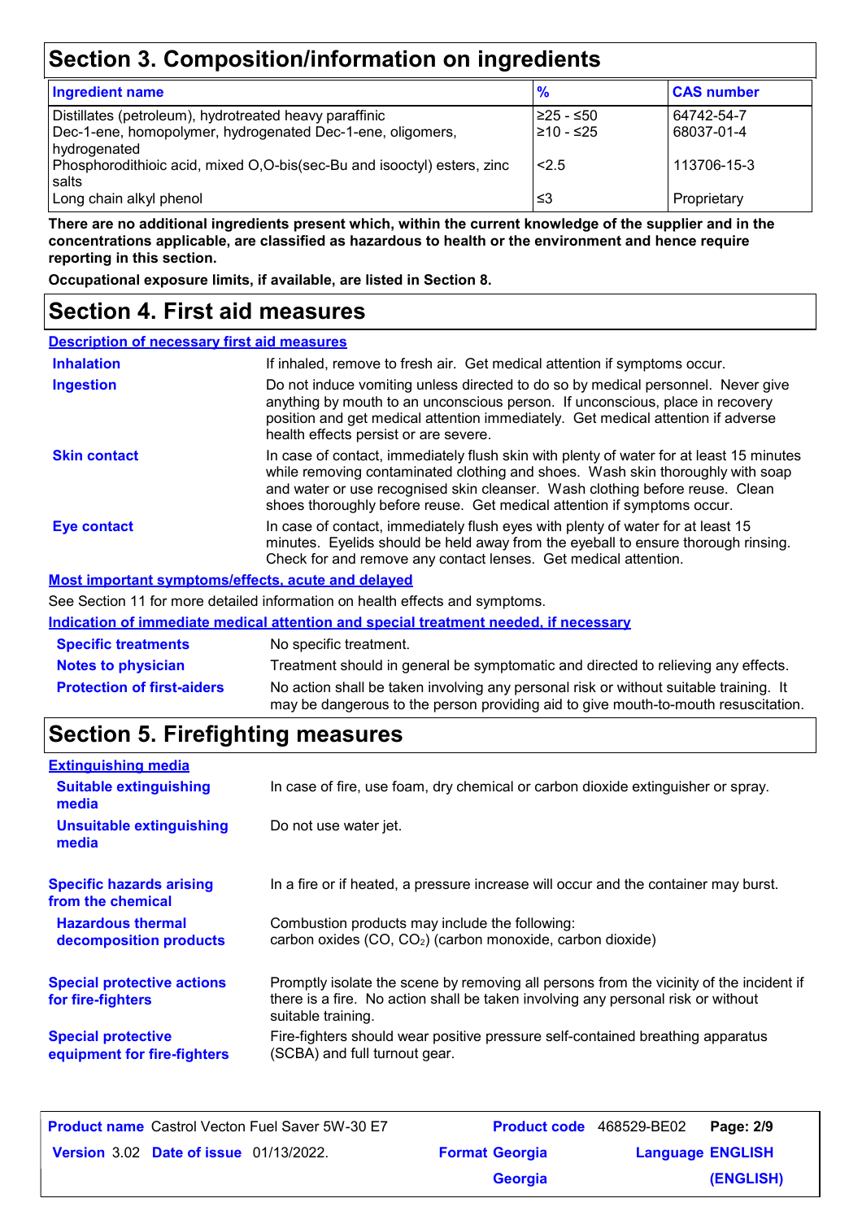## Section 3. Composition/information on ingredients

| Ingredient name | % | CAS number |
|---|---|---|
| Distillates (petroleum), hydrotreated heavy paraffinic | ≥25 - ≤50 | 64742-54-7 |
| Dec-1-ene, homopolymer, hydrogenated Dec-1-ene, oligomers, hydrogenated | ≥10 - ≤25 | 68037-01-4 |
| Phosphorodithioic acid, mixed O,O-bis(sec-Bu and isooctyl) esters, zinc salts | <2.5 | 113706-15-3 |
| Long chain alkyl phenol | ≤3 | Proprietary |

**There are no additional ingredients present which, within the current knowledge of the supplier and in the concentrations applicable, are classified as hazardous to health or the environment and hence require reporting in this section.**

**Occupational exposure limits, if available, are listed in Section 8.**

## Section 4. First aid measures

### Description of necessary first aid measures

**Inhalation**: If inhaled, remove to fresh air. Get medical attention if symptoms occur.

**Ingestion**: Do not induce vomiting unless directed to do so by medical personnel. Never give anything by mouth to an unconscious person. If unconscious, place in recovery position and get medical attention immediately. Get medical attention if adverse health effects persist or are severe.

**Skin contact**: In case of contact, immediately flush skin with plenty of water for at least 15 minutes while removing contaminated clothing and shoes. Wash skin thoroughly with soap and water or use recognised skin cleanser. Wash clothing before reuse. Clean shoes thoroughly before reuse. Get medical attention if symptoms occur.

**Eye contact**: In case of contact, immediately flush eyes with plenty of water for at least 15 minutes. Eyelids should be held away from the eyeball to ensure thorough rinsing. Check for and remove any contact lenses. Get medical attention.

### Most important symptoms/effects, acute and delayed

See Section 11 for more detailed information on health effects and symptoms.

### Indication of immediate medical attention and special treatment needed, if necessary

**Specific treatments**: No specific treatment.

**Notes to physician**: Treatment should in general be symptomatic and directed to relieving any effects.

**Protection of first-aiders**: No action shall be taken involving any personal risk or without suitable training. It may be dangerous to the person providing aid to give mouth-to-mouth resuscitation.

## Section 5. Firefighting measures

### Extinguishing media

**Suitable extinguishing media**: In case of fire, use foam, dry chemical or carbon dioxide extinguisher or spray.

**Unsuitable extinguishing media**: Do not use water jet.

**Specific hazards arising from the chemical**: In a fire or if heated, a pressure increase will occur and the container may burst.

**Hazardous thermal decomposition products**: Combustion products may include the following:
carbon oxides (CO, $CO_2$) (carbon monoxide, carbon dioxide)

**Special protective actions for fire-fighters**: Promptly isolate the scene by removing all persons from the vicinity of the incident if there is a fire. No action shall be taken involving any personal risk or without suitable training.

**Special protective equipment for fire-fighters**: Fire-fighters should wear positive pressure self-contained breathing apparatus (SCBA) and full turnout gear.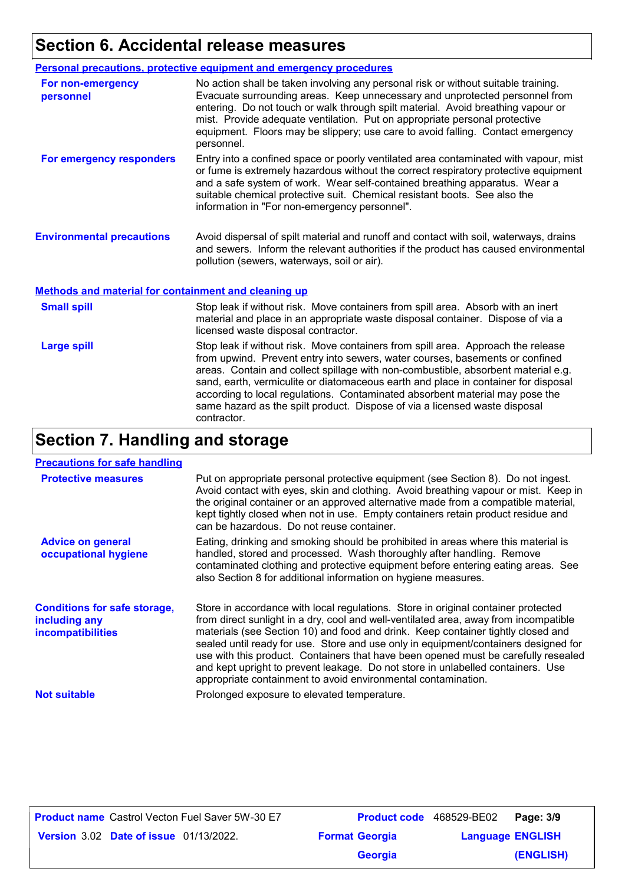## Section 6. Accidental release measures

**Personal precautions, protective equipment and emergency procedures**

**For non-emergency personnel**

No action shall be taken involving any personal risk or without suitable training. Evacuate surrounding areas. Keep unnecessary and unprotected personnel from entering. Do not touch or walk through spilt material. Avoid breathing vapour or mist. Provide adequate ventilation. Put on appropriate personal protective equipment. Floors may be slippery; use care to avoid falling. Contact emergency personnel.

**For emergency responders**

Entry into a confined space or poorly ventilated area contaminated with vapour, mist or fume is extremely hazardous without the correct respiratory protective equipment and a safe system of work. Wear self-contained breathing apparatus. Wear a suitable chemical protective suit. Chemical resistant boots. See also the information in "For non-emergency personnel".

**Environmental precautions**

Avoid dispersal of spilt material and runoff and contact with soil, waterways, drains and sewers. Inform the relevant authorities if the product has caused environmental pollution (sewers, waterways, soil or air).

**Methods and material for containment and cleaning up**

**Small spill**

Stop leak if without risk. Move containers from spill area. Absorb with an inert material and place in an appropriate waste disposal container. Dispose of via a licensed waste disposal contractor.

**Large spill**

Stop leak if without risk. Move containers from spill area. Approach the release from upwind. Prevent entry into sewers, water courses, basements or confined areas. Contain and collect spillage with non-combustible, absorbent material e.g. sand, earth, vermiculite or diatomaceous earth and place in container for disposal according to local regulations. Contaminated absorbent material may pose the same hazard as the spilt product. Dispose of via a licensed waste disposal contractor.

## Section 7. Handling and storage

**Precautions for safe handling**

**Protective measures**

Put on appropriate personal protective equipment (see Section 8). Do not ingest. Avoid contact with eyes, skin and clothing. Avoid breathing vapour or mist. Keep in the original container or an approved alternative made from a compatible material, kept tightly closed when not in use. Empty containers retain product residue and can be hazardous. Do not reuse container.

**Advice on general occupational hygiene**

Eating, drinking and smoking should be prohibited in areas where this material is handled, stored and processed. Wash thoroughly after handling. Remove contaminated clothing and protective equipment before entering eating areas. See also Section 8 for additional information on hygiene measures.

**Conditions for safe storage, including any incompatibilities**

Store in accordance with local regulations. Store in original container protected from direct sunlight in a dry, cool and well-ventilated area, away from incompatible materials (see Section 10) and food and drink. Keep container tightly closed and sealed until ready for use. Store and use only in equipment/containers designed for use with this product. Containers that have been opened must be carefully resealed and kept upright to prevent leakage. Do not store in unlabelled containers. Use appropriate containment to avoid environmental contamination.

**Not suitable**

Prolonged exposure to elevated temperature.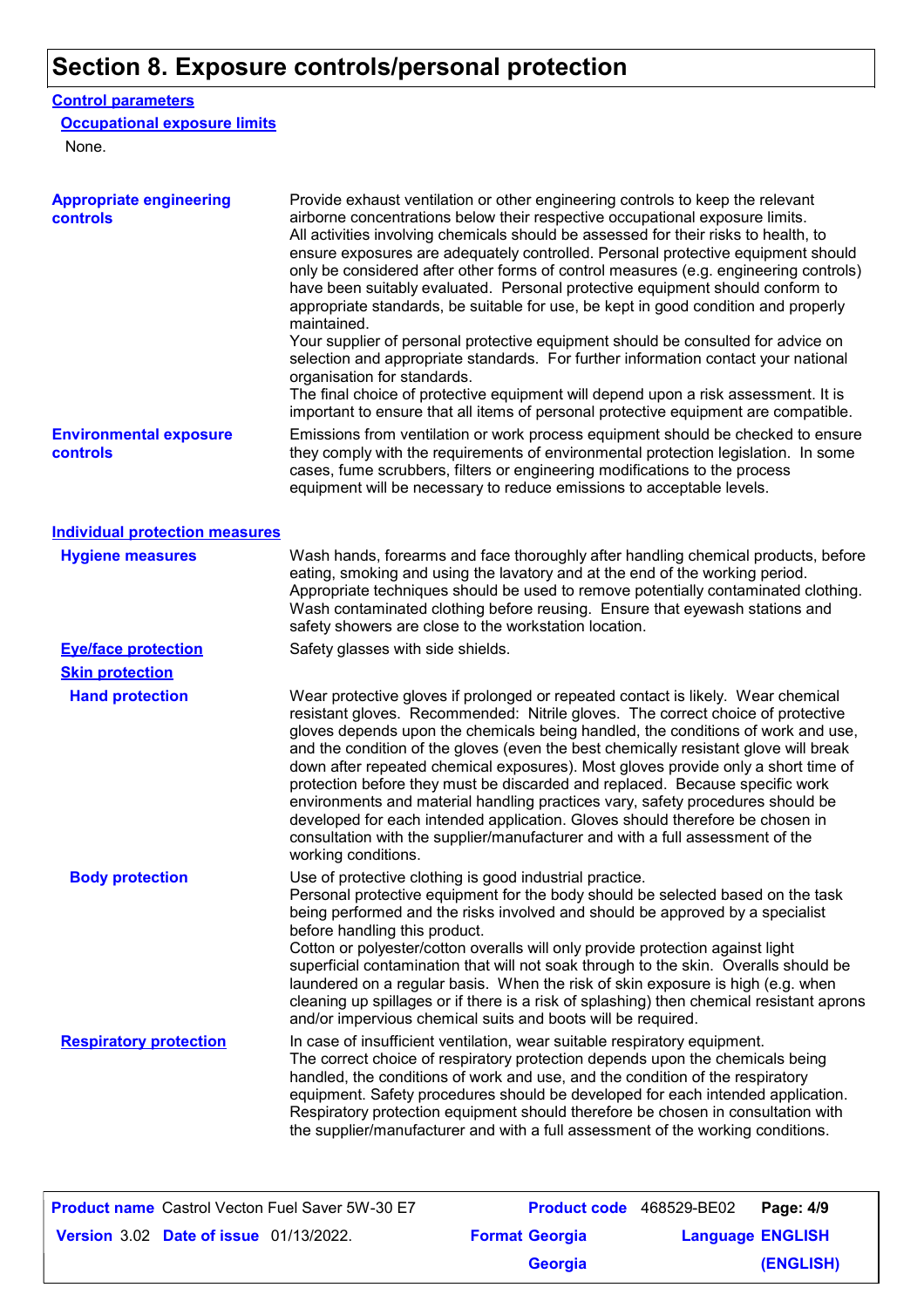# Section 8. Exposure controls/personal protection

## Control parameters

### Occupational exposure limits

None.

**Appropriate engineering controls**

Provide exhaust ventilation or other engineering controls to keep the relevant airborne concentrations below their respective occupational exposure limits. All activities involving chemicals should be assessed for their risks to health, to ensure exposures are adequately controlled. Personal protective equipment should only be considered after other forms of control measures (e.g. engineering controls) have been suitably evaluated. Personal protective equipment should conform to appropriate standards, be suitable for use, be kept in good condition and properly maintained.
Your supplier of personal protective equipment should be consulted for advice on selection and appropriate standards. For further information contact your national organisation for standards.
The final choice of protective equipment will depend upon a risk assessment. It is important to ensure that all items of personal protective equipment are compatible.

**Environmental exposure controls**

Emissions from ventilation or work process equipment should be checked to ensure they comply with the requirements of environmental protection legislation. In some cases, fume scrubbers, filters or engineering modifications to the process equipment will be necessary to reduce emissions to acceptable levels.

## Individual protection measures

**Hygiene measures**

Wash hands, forearms and face thoroughly after handling chemical products, before eating, smoking and using the lavatory and at the end of the working period. Appropriate techniques should be used to remove potentially contaminated clothing. Wash contaminated clothing before reusing. Ensure that eyewash stations and safety showers are close to the workstation location.

**Eye/face protection**

Safety glasses with side shields.

**Skin protection**

**Hand protection**

Wear protective gloves if prolonged or repeated contact is likely. Wear chemical resistant gloves. Recommended: Nitrile gloves. The correct choice of protective gloves depends upon the chemicals being handled, the conditions of work and use, and the condition of the gloves (even the best chemically resistant glove will break down after repeated chemical exposures). Most gloves provide only a short time of protection before they must be discarded and replaced. Because specific work environments and material handling practices vary, safety procedures should be developed for each intended application. Gloves should therefore be chosen in consultation with the supplier/manufacturer and with a full assessment of the working conditions.

**Body protection**

Use of protective clothing is good industrial practice.
Personal protective equipment for the body should be selected based on the task being performed and the risks involved and should be approved by a specialist before handling this product.
Cotton or polyester/cotton overalls will only provide protection against light superficial contamination that will not soak through to the skin. Overalls should be laundered on a regular basis. When the risk of skin exposure is high (e.g. when cleaning up spillages or if there is a risk of splashing) then chemical resistant aprons and/or impervious chemical suits and boots will be required.

**Respiratory protection**

In case of insufficient ventilation, wear suitable respiratory equipment.
The correct choice of respiratory protection depends upon the chemicals being handled, the conditions of work and use, and the condition of the respiratory equipment. Safety procedures should be developed for each intended application. Respiratory protection equipment should therefore be chosen in consultation with the supplier/manufacturer and with a full assessment of the working conditions.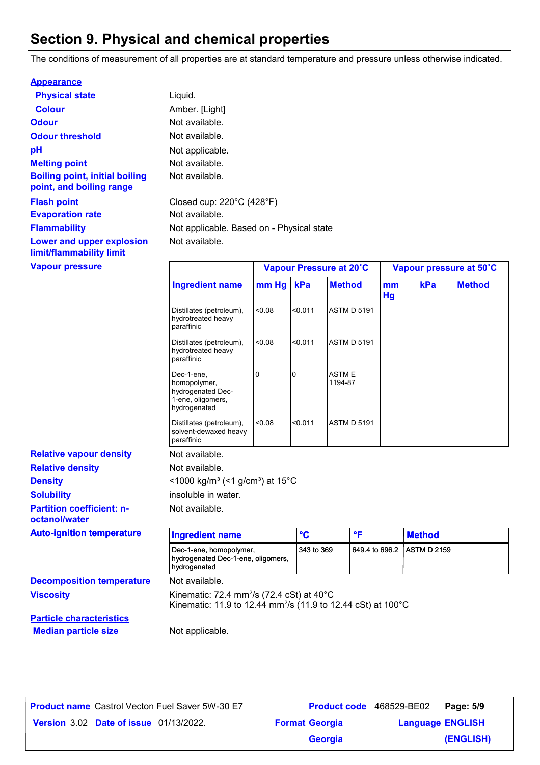## Section 9. Physical and chemical properties

The conditions of measurement of all properties are at standard temperature and pressure unless otherwise indicated.

**Appearance**

| | |
|---|---|
| **Physical state** | Liquid. |
| **Colour** | Amber. [Light] |
| **Odour** | Not available. |
| **Odour threshold** | Not available. |
| **pH** | Not applicable. |
| **Melting point** | Not available. |
| **Boiling point, initial boiling point, and boiling range** | Not available. |
| **Flash point** | Closed cup: 220°C (428°F) |
| **Evaporation rate** | Not available. |
| **Flammability** | Not applicable. Based on - Physical state |
| **Lower and upper explosion limit/flammability limit** | Not available. |

**Vapour pressure**

| | Vapour Pressure at 20˚C | | | Vapour pressure at 50˚C | | |
|---|---|---|---|---|---|---|
| **Ingredient name** | **mm Hg** | **kPa** | **Method** | **mm Hg** | **kPa** | **Method** |
| Distillates (petroleum), hydrotreated heavy paraffinic | <0.08 | <0.011 | ASTM D 5191 | | | |
| Distillates (petroleum), hydrotreated heavy paraffinic | <0.08 | <0.011 | ASTM D 5191 | | | |
| Dec-1-ene, homopolymer, hydrogenated Dec-1-ene, oligomers, hydrogenated | 0 | 0 | ASTM E 1194-87 | | | |
| Distillates (petroleum), solvent-dewaxed heavy paraffinic | <0.08 | <0.011 | ASTM D 5191 | | | |

| | |
|---|---|
| **Relative vapour density** | Not available. |
| **Relative density** | Not available. |
| **Density** | <1000 kg/m³ (<1 g/cm³) at 15°C |
| **Solubility** | insoluble in water. |
| **Partition coefficient: n-octanol/water** | Not available. |

**Auto-ignition temperature**

| Ingredient name | °C | °F | Method |
|---|---|---|---|
| Dec-1-ene, homopolymer, hydrogenated Dec-1-ene, oligomers, hydrogenated | 343 to 369 | 649.4 to 696.2 | ASTM D 2159 |

| | |
|---|---|
| **Decomposition temperature** | Not available. |
| **Viscosity** | Kinematic: 72.4 $mm^2/s$ (72.4 cSt) at 40°C<br>Kinematic: 11.9 to 12.44 $mm^2/s$ (11.9 to 12.44 cSt) at 100°C |

**Particle characteristics**

| | |
|---|---|
| **Median particle size** | Not applicable. |

**Product name** Castrol Vecton Fuel Saver 5W-30 E7 **Product code** 468529-BE02
**Version** 3.02 **Date of issue** 01/13/2022. **Format** Georgia Georgia **Language** ENGLISH (ENGLISH)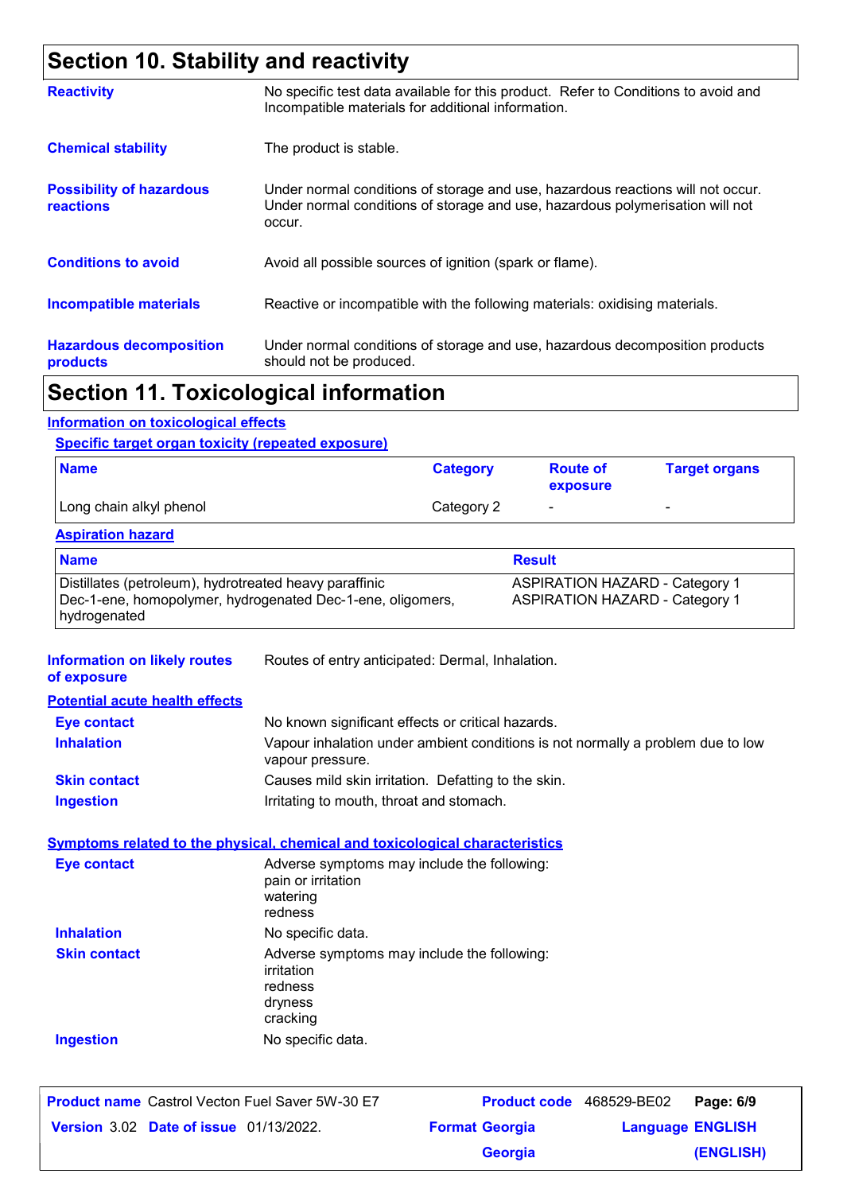## Section 10. Stability and reactivity

**Reactivity** No specific test data available for this product. Refer to Conditions to avoid and Incompatible materials for additional information.

**Chemical stability** The product is stable.

**Possibility of hazardous reactions** Under normal conditions of storage and use, hazardous reactions will not occur. Under normal conditions of storage and use, hazardous polymerisation will not occur.

**Conditions to avoid** Avoid all possible sources of ignition (spark or flame).

**Incompatible materials** Reactive or incompatible with the following materials: oxidising materials.

**Hazardous decomposition products** Under normal conditions of storage and use, hazardous decomposition products should not be produced.

## Section 11. Toxicological information

### Information on toxicological effects

#### Specific target organ toxicity (repeated exposure)

| Name | Category | Route of exposure | Target organs |
|---|---|---|---|
| Long chain alkyl phenol | Category 2 | - | - |

#### Aspiration hazard

| Name | Result |
|---|---|
| Distillates (petroleum), hydrotreated heavy paraffinic | ASPIRATION HAZARD - Category 1 |
| Dec-1-ene, homopolymer, hydrogenated Dec-1-ene, oligomers, hydrogenated | ASPIRATION HAZARD - Category 1 |

**Information on likely routes of exposure** Routes of entry anticipated: Dermal, Inhalation.

#### Potential acute health effects

**Eye contact** No known significant effects or critical hazards.

**Inhalation** Vapour inhalation under ambient conditions is not normally a problem due to low vapour pressure.

**Skin contact** Causes mild skin irritation. Defatting to the skin.

**Ingestion** Irritating to mouth, throat and stomach.

#### Symptoms related to the physical, chemical and toxicological characteristics

**Eye contact** Adverse symptoms may include the following:
pain or irritation
watering
redness

**Inhalation** No specific data.

**Skin contact** Adverse symptoms may include the following:
irritation
redness
dryness
cracking

**Ingestion** No specific data.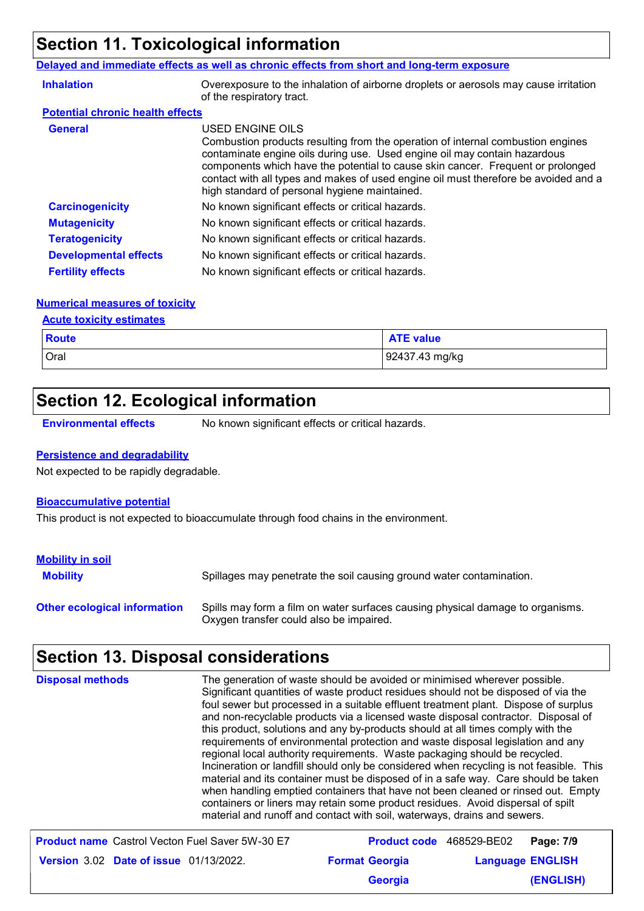## Section 11. Toxicological information

**Delayed and immediate effects as well as chronic effects from short and long-term exposure**

**Inhalation** Overexposure to the inhalation of airborne droplets or aerosols may cause irritation of the respiratory tract.

**Potential chronic health effects**

**General** USED ENGINE OILS
Combustion products resulting from the operation of internal combustion engines contaminate engine oils during use. Used engine oil may contain hazardous components which have the potential to cause skin cancer. Frequent or prolonged contact with all types and makes of used engine oil must therefore be avoided and a high standard of personal hygiene maintained.

**Carcinogenicity** No known significant effects or critical hazards.

**Mutagenicity** No known significant effects or critical hazards.

**Teratogenicity** No known significant effects or critical hazards.

**Developmental effects** No known significant effects or critical hazards.

**Fertility effects** No known significant effects or critical hazards.

**Numerical measures of toxicity**

**Acute toxicity estimates**

| Route | ATE value |
|---|---|
| Oral | 92437.43 mg/kg |

## Section 12. Ecological information

**Environmental effects** No known significant effects or critical hazards.

**Persistence and degradability**

Not expected to be rapidly degradable.

**Bioaccumulative potential**

This product is not expected to bioaccumulate through food chains in the environment.

**Mobility in soil**

**Mobility** Spillages may penetrate the soil causing ground water contamination.

**Other ecological information** Spills may form a film on water surfaces causing physical damage to organisms. Oxygen transfer could also be impaired.

## Section 13. Disposal considerations

**Disposal methods** The generation of waste should be avoided or minimised wherever possible. Significant quantities of waste product residues should not be disposed of via the foul sewer but processed in a suitable effluent treatment plant. Dispose of surplus and non-recyclable products via a licensed waste disposal contractor. Disposal of this product, solutions and any by-products should at all times comply with the requirements of environmental protection and waste disposal legislation and any regional local authority requirements. Waste packaging should be recycled. Incineration or landfill should only be considered when recycling is not feasible. This material and its container must be disposed of in a safe way. Care should be taken when handling emptied containers that have not been cleaned or rinsed out. Empty containers or liners may retain some product residues. Avoid dispersal of spilt material and runoff and contact with soil, waterways, drains and sewers.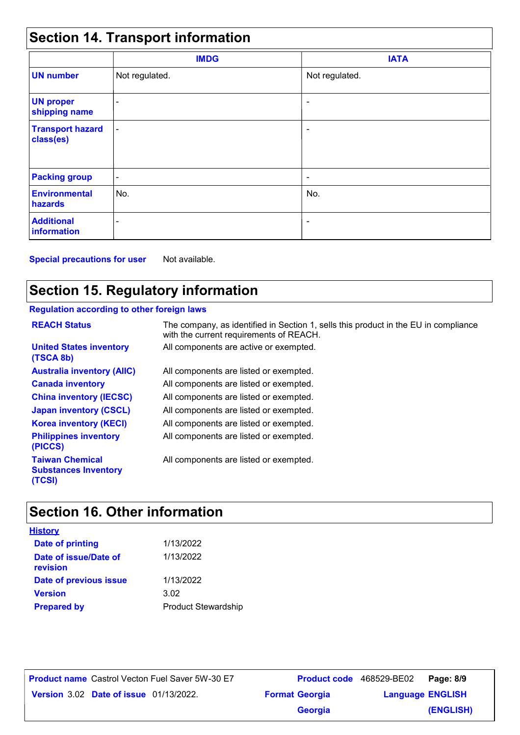## Section 14. Transport information

| | IMDG | IATA |
|---|---|---|
| **UN number** | Not regulated. | Not regulated. |
| **UN proper shipping name** | - | - |
| **Transport hazard class(es)** | - | - |
| **Packing group** | - | - |
| **Environmental hazards** | No. | No. |
| **Additional information** | - | - |

**Special precautions for user** Not available.

## Section 15. Regulatory information

**Regulation according to other foreign laws**

| | |
|---|---|
| **REACH Status** | The company, as identified in Section 1, sells this product in the EU in compliance with the current requirements of REACH. |
| **United States inventory (TSCA 8b)** | All components are active or exempted. |
| **Australia inventory (AIIC)** | All components are listed or exempted. |
| **Canada inventory** | All components are listed or exempted. |
| **China inventory (IECSC)** | All components are listed or exempted. |
| **Japan inventory (CSCL)** | All components are listed or exempted. |
| **Korea inventory (KECI)** | All components are listed or exempted. |
| **Philippines inventory (PICCS)** | All components are listed or exempted. |
| **Taiwan Chemical Substances Inventory (TCSI)** | All components are listed or exempted. |

## Section 16. Other information

**History**

| | |
|---|---|
| **Date of printing** | 1/13/2022 |
| **Date of issue/Date of revision** | 1/13/2022 |
| **Date of previous issue** | 1/13/2022 |
| **Version** | 3.02 |
| **Prepared by** | Product Stewardship |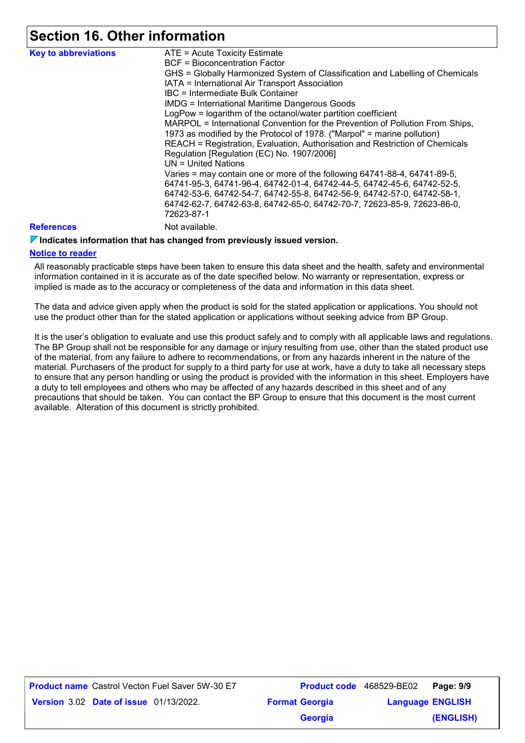## Section 16. Other information

| | |
|---|---|
| **Key to abbreviations** | ATE = Acute Toxicity Estimate<br>BCF = Bioconcentration Factor<br>GHS = Globally Harmonized System of Classification and Labelling of Chemicals<br>IATA = International Air Transport Association<br>IBC = Intermediate Bulk Container<br>IMDG = International Maritime Dangerous Goods<br>LogPow = logarithm of the octanol/water partition coefficient<br>MARPOL = International Convention for the Prevention of Pollution From Ships, 1973 as modified by the Protocol of 1978. ("Marpol" = marine pollution)<br>REACH = Registration, Evaluation, Authorisation and Restriction of Chemicals Regulation [Regulation (EC) No. 1907/2006]<br>UN = United Nations<br>Varies = may contain one or more of the following 64741-88-4, 64741-89-5, 64741-95-3, 64741-96-4, 64742-01-4, 64742-44-5, 64742-45-6, 64742-52-5, 64742-53-6, 64742-54-7, 64742-55-8, 64742-56-9, 64742-57-0, 64742-58-1, 64742-62-7, 64742-63-8, 64742-65-0, 64742-70-7, 72623-85-9, 72623-86-0, 72623-87-1 |
| **References** | Not available. |

**Indicates information that has changed from previously issued version.**

**Notice to reader**

All reasonably practicable steps have been taken to ensure this data sheet and the health, safety and environmental information contained in it is accurate as of the date specified below. No warranty or representation, express or implied is made as to the accuracy or completeness of the data and information in this data sheet.

The data and advice given apply when the product is sold for the stated application or applications. You should not use the product other than for the stated application or applications without seeking advice from BP Group.

It is the user's obligation to evaluate and use this product safely and to comply with all applicable laws and regulations. The BP Group shall not be responsible for any damage or injury resulting from use, other than the stated product use of the material, from any failure to adhere to recommendations, or from any hazards inherent in the nature of the material. Purchasers of the product for supply to a third party for use at work, have a duty to take all necessary steps to ensure that any person handling or using the product is provided with the information in this sheet. Employers have a duty to tell employees and others who may be affected of any hazards described in this sheet and of any precautions that should be taken. You can contact the BP Group to ensure that this document is the most current available. Alteration of this document is strictly prohibited.